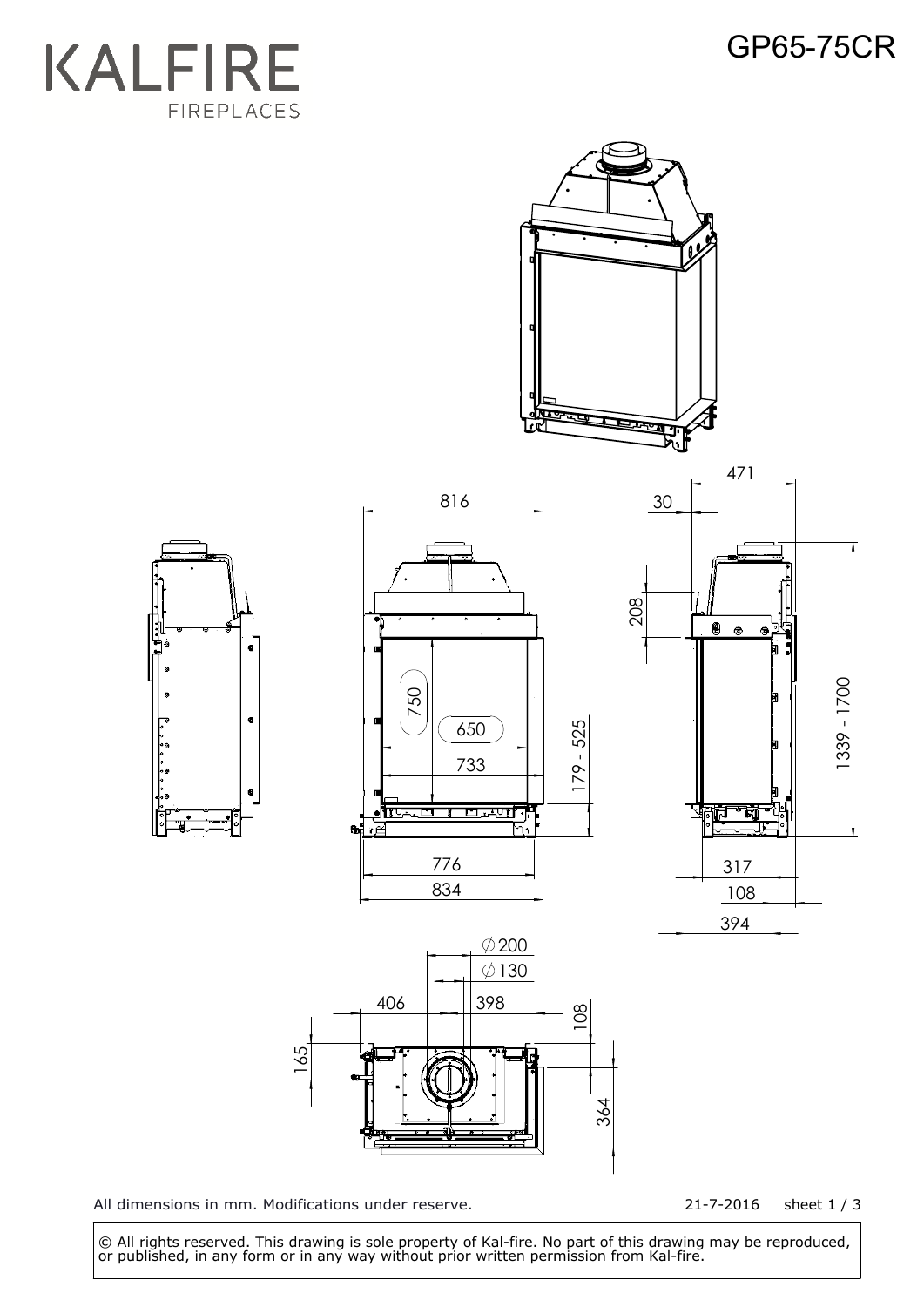KALFIRE FIREPLACES

# GP65-75CR

All dimensions in mm. Modifications under reserve.

21-7-2016 sheet 1 / 3

© All rights reserved. This drawing is sole property of Kal-fire. No part of this drawing may be reproduced, or published, in any form or in any way without prior written permission from Kal-fire.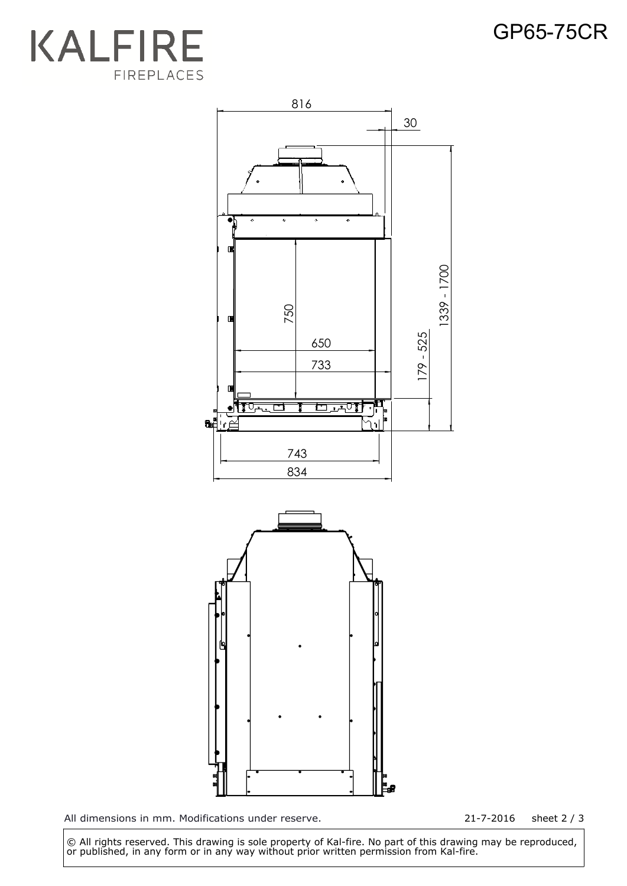KALFIRE
FIREPLACES

# GP65-75CR

816

30

1339 - 1700

750

650

733

179 - 525

743

834

All dimensions in mm. Modifications under reserve.

21-7-2016 sheet 2 / 3

© All rights reserved. This drawing is sole property of Kal-fire. No part of this drawing may be reproduced, or published, in any form or in any way without prior written permission from Kal-fire.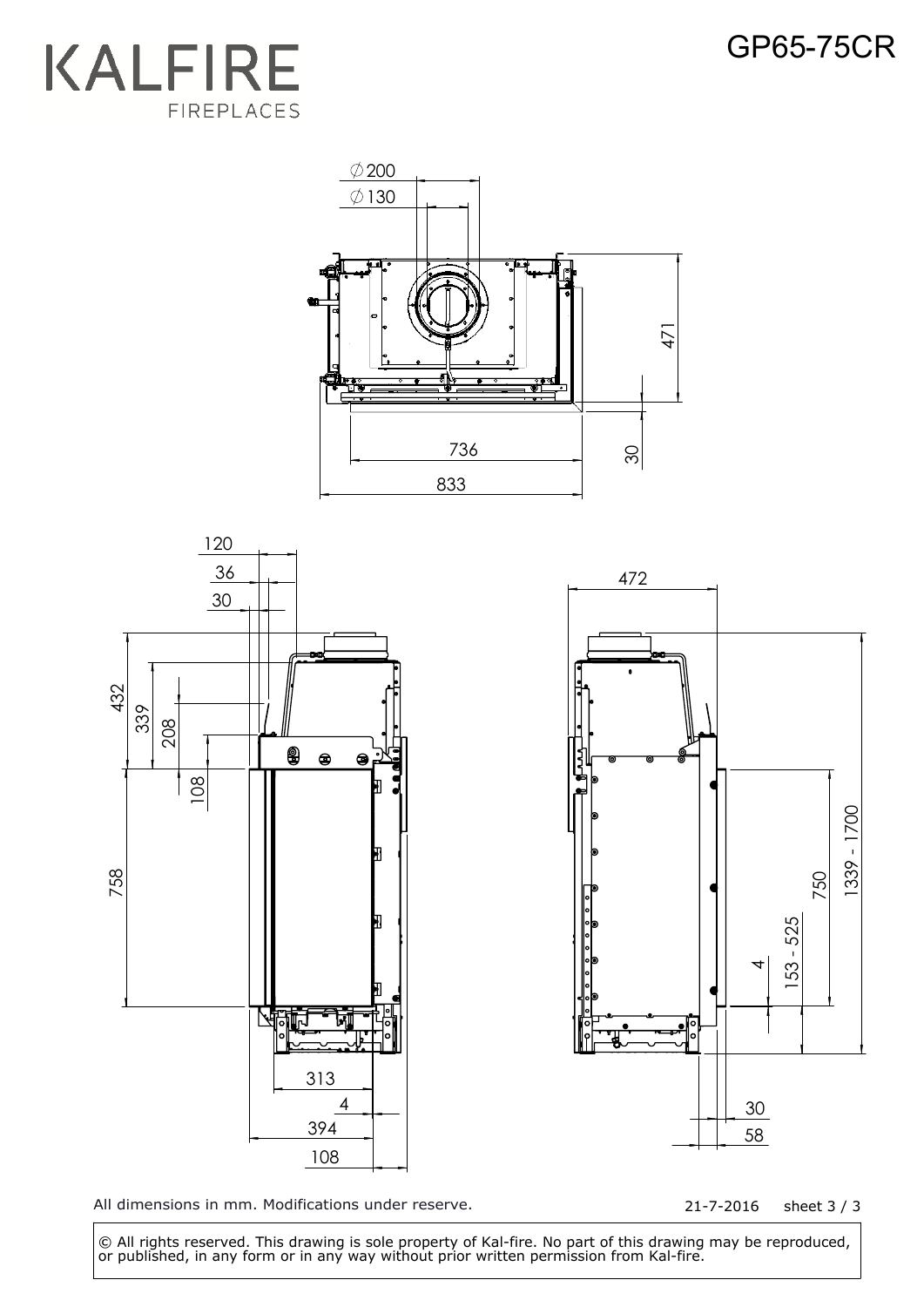KALFIRE
FIREPLACES

GP65-75CR

∅200
∅130
471
736
30
833

120
36
30
432
339
208
108
758
313
4
394
108

472
1339 - 1700
750
153 - 525
4
30
58

All dimensions in mm. Modifications under reserve.

21-7-2016 sheet 3 / 3

© All rights reserved. This drawing is sole property of Kal-fire. No part of this drawing may be reproduced, or published, in any form or in any way without prior written permission from Kal-fire.